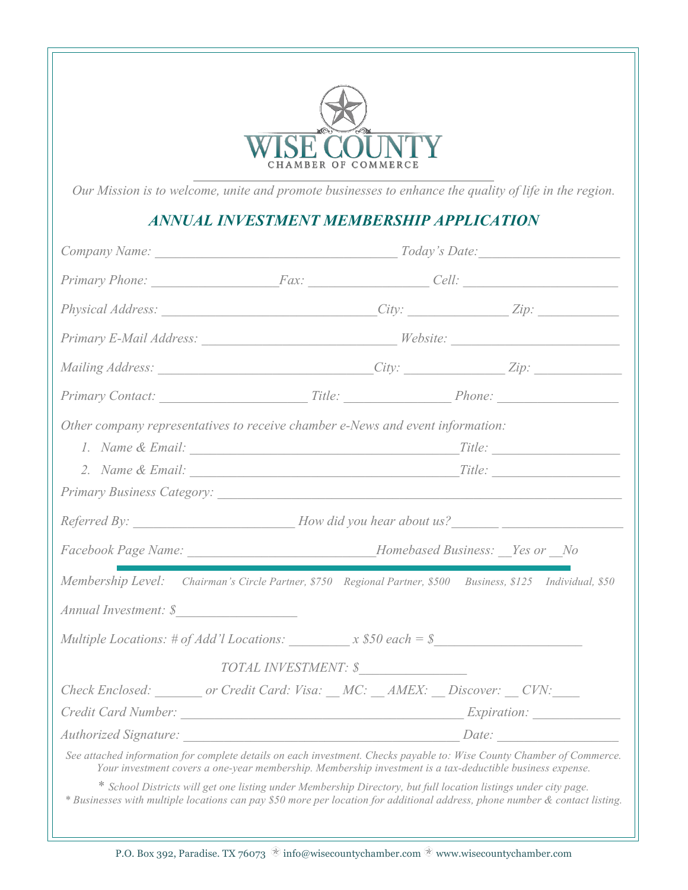# WISE COUNTY
CHAMBER OF COMMERCE

*Our Mission is to welcome, unite and promote businesses to enhance the quality of life in the region.*

## *ANNUAL INVESTMENT MEMBERSHIP APPLICATION*

*Company Name:* ________________________________ *Today's Date:* ____________________

*Primary Phone:* _________________ *Fax:* ________________ *Cell:* _____________________

*Physical Address:* _____________________________ *City:* ______________ *Zip:* ___________

*Primary E-Mail Address:* __________________________ *Website:* _______________________

*Mailing Address:* _____________________________ *City:* ______________ *Zip:* ____________

*Primary Contact:* _____________________ *Title:* _______________ *Phone:* _________________

*Other company representatives to receive chamber e-News and event information:*

1. *Name & Email:* ____________________________________ *Title:* __________________
2. *Name & Email:* ____________________________________ *Title:* __________________

*Primary Business Category:* ______________________________________________________

*Referred By:* ______________________ *How did you hear about us?* _______ _________________

*Facebook Page Name:* _________________________ *Homebased Business:* __*Yes or* __*No*

*Membership Level:* *Chairman's Circle Partner, $750* *Regional Partner, $500* *Business, $125* *Individual, $50*

*Annual Investment: $*_________________

*Multiple Locations: # of Add'l Locations:* _________ *x $50 each = $*_____________________

*TOTAL INVESTMENT: $*_______________

*Check Enclosed:* _______ *or Credit Card: Visa:* __ *MC:* __ *AMEX:* __ *Discover:* __ *CVN:*____

*Credit Card Number:* _______________________________________ *Expiration:* ____________

*Authorized Signature:* ______________________________________ *Date:* _________________

*See attached information for complete details on each investment. Checks payable to: Wise County Chamber of Commerce. Your investment covers a one-year membership. Membership investment is a tax-deductible business expense.*

\* *School Districts will get one listing under Membership Directory, but full location listings under city page.*
\* *Businesses with multiple locations can pay $50 more per location for additional address, phone number & contact listing.*

P.O. Box 392, Paradise. TX 76073 * info@wisecountychamber.com * www.wisecountychamber.com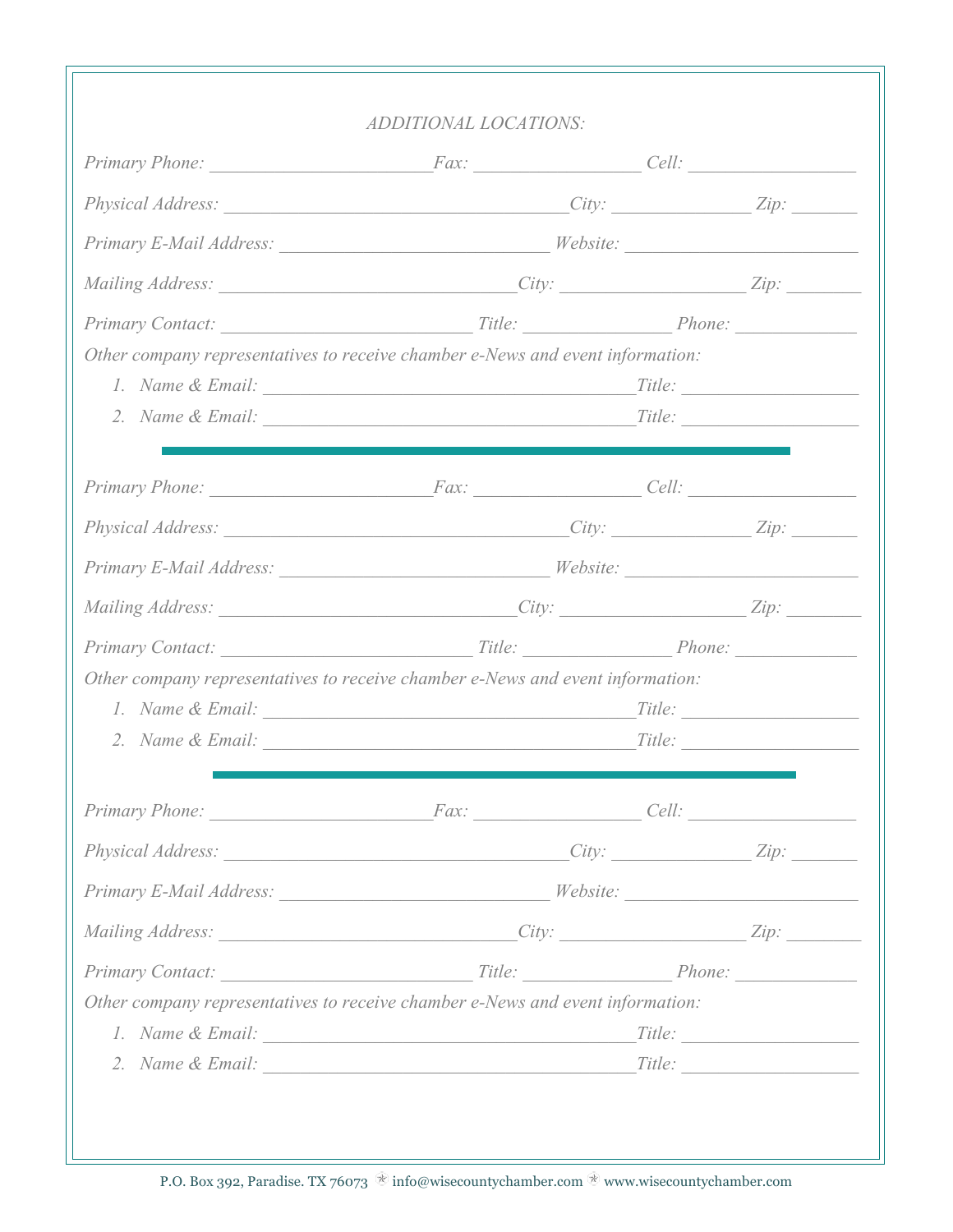*ADDITIONAL LOCATIONS:*

*Primary Phone:* ______________________ *Fax:* _________________ *Cell:* _________________

*Physical Address:* __________________________________ *City:* ______________ *Zip:* _______

*Primary E-Mail Address:* ___________________________ *Website:* _______________________

*Mailing Address:* ______________________________ *City:* __________________ *Zip:* ________

*Primary Contact:* _________________________ *Title:* _______________ *Phone:* ____________

*Other company representatives to receive chamber e-News and event information:*

1. *Name & Email:* ______________________________________ *Title:* __________________
2. *Name & Email:* ______________________________________ *Title:* __________________

---

*Primary Phone:* ______________________ *Fax:* _________________ *Cell:* _________________

*Physical Address:* __________________________________ *City:* ______________ *Zip:* _______

*Primary E-Mail Address:* ___________________________ *Website:* _______________________

*Mailing Address:* ______________________________ *City:* __________________ *Zip:* ________

*Primary Contact:* _________________________ *Title:* _______________ *Phone:* ____________

*Other company representatives to receive chamber e-News and event information:*

1. *Name & Email:* ______________________________________ *Title:* __________________
2. *Name & Email:* ______________________________________ *Title:* __________________

---

*Primary Phone:* ______________________ *Fax:* _________________ *Cell:* _________________

*Physical Address:* __________________________________ *City:* ______________ *Zip:* _______

*Primary E-Mail Address:* ___________________________ *Website:* _______________________

*Mailing Address:* ______________________________ *City:* __________________ *Zip:* ________

*Primary Contact:* _________________________ *Title:* _______________ *Phone:* ____________

*Other company representatives to receive chamber e-News and event information:*

1. *Name & Email:* ______________________________________ *Title:* __________________
2. *Name & Email:* ______________________________________ *Title:* __________________

P.O. Box 392, Paradise. TX 76073 * info@wisecountychamber.com * www.wisecountychamber.com